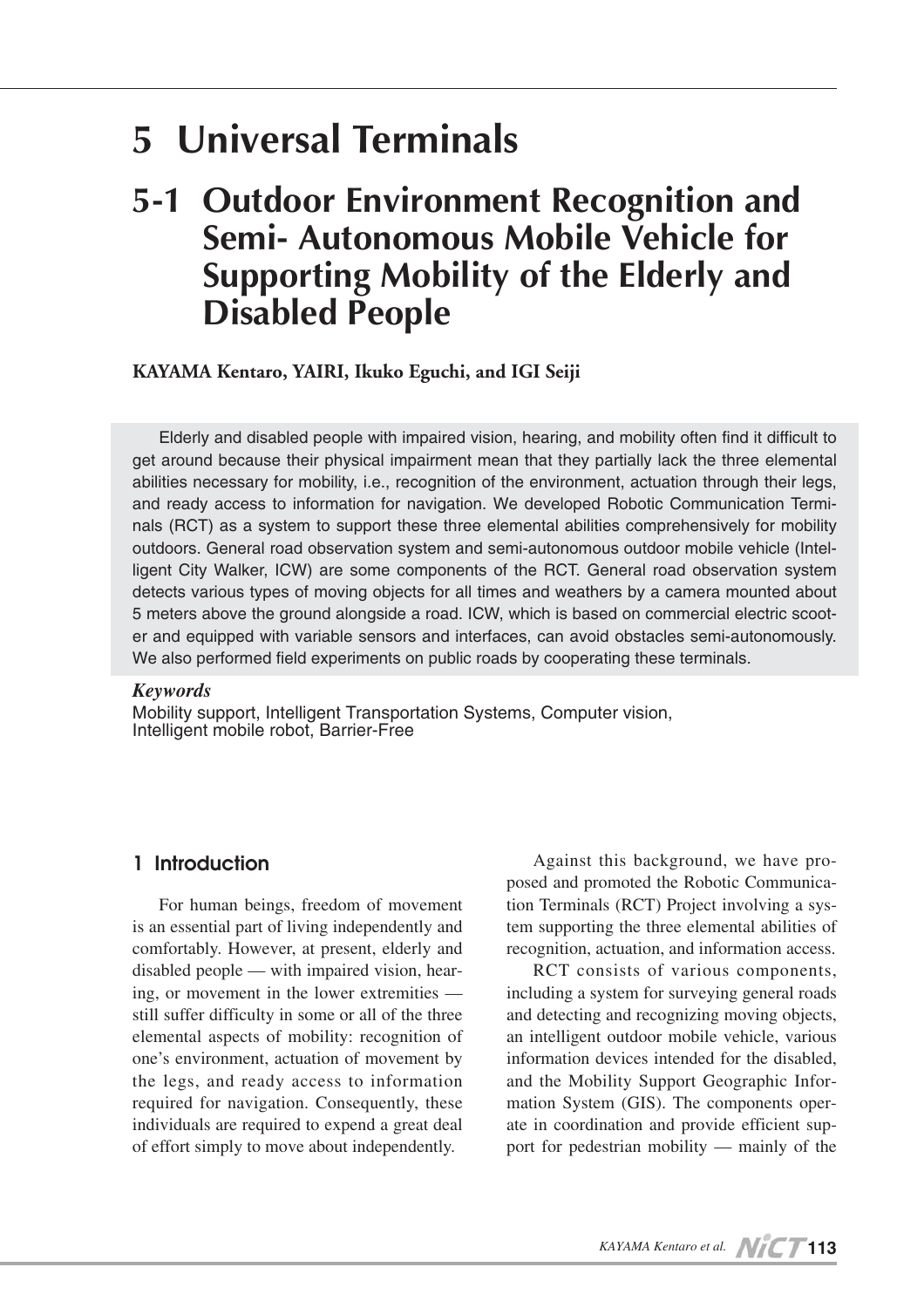# 5 Universal Terminals

## 5-1 Outdoor Environment Recognition and Semi- Autonomous Mobile Vehicle for Supporting Mobility of the Elderly and Disabled People

**KAYAMA Kentaro, YAIRI, Ikuko Eguchi, and IGI Seiji**

Elderly and disabled people with impaired vision, hearing, and mobility often find it difficult to get around because their physical impairment mean that they partially lack the three elemental abilities necessary for mobility, i.e., recognition of the environment, actuation through their legs, and ready access to information for navigation. We developed Robotic Communication Terminals (RCT) as a system to support these three elemental abilities comprehensively for mobility outdoors. General road observation system and semi-autonomous outdoor mobile vehicle (Intelligent City Walker, ICW) are some components of the RCT. General road observation system detects various types of moving objects for all times and weathers by a camera mounted about 5 meters above the ground alongside a road. ICW, which is based on commercial electric scooter and equipped with variable sensors and interfaces, can avoid obstacles semi-autonomously. We also performed field experiments on public roads by cooperating these terminals.

***Keywords***
Mobility support, Intelligent Transportation Systems, Computer vision, Intelligent mobile robot, Barrier-Free

### 1 Introduction

For human beings, freedom of movement is an essential part of living independently and comfortably. However, at present, elderly and disabled people — with impaired vision, hearing, or movement in the lower extremities — still suffer difficulty in some or all of the three elemental aspects of mobility: recognition of one's environment, actuation of movement by the legs, and ready access to information required for navigation. Consequently, these individuals are required to expend a great deal of effort simply to move about independently.

Against this background, we have proposed and promoted the Robotic Communication Terminals (RCT) Project involving a system supporting the three elemental abilities of recognition, actuation, and information access.

RCT consists of various components, including a system for surveying general roads and detecting and recognizing moving objects, an intelligent outdoor mobile vehicle, various information devices intended for the disabled, and the Mobility Support Geographic Information System (GIS). The components operate in coordination and provide efficient support for pedestrian mobility — mainly of the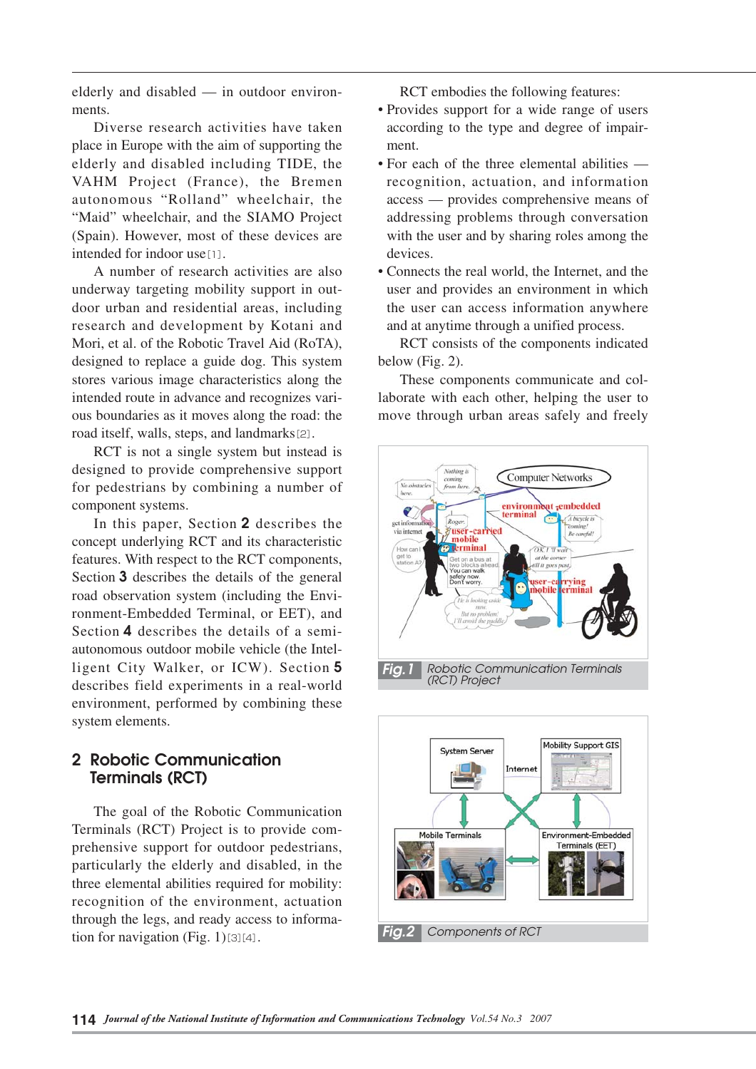elderly and disabled — in outdoor environments.

Diverse research activities have taken place in Europe with the aim of supporting the elderly and disabled including TIDE, the VAHM Project (France), the Bremen autonomous “Rolland” wheelchair, the “Maid” wheelchair, and the SIAMO Project (Spain). However, most of these devices are intended for indoor use[1].

A number of research activities are also underway targeting mobility support in outdoor urban and residential areas, including research and development by Kotani and Mori, et al. of the Robotic Travel Aid (RoTA), designed to replace a guide dog. This system stores various image characteristics along the intended route in advance and recognizes various boundaries as it moves along the road: the road itself, walls, steps, and landmarks[2].

RCT is not a single system but instead is designed to provide comprehensive support for pedestrians by combining a number of component systems.

In this paper, Section **2** describes the concept underlying RCT and its characteristic features. With respect to the RCT components, Section **3** describes the details of the general road observation system (including the Environment-Embedded Terminal, or EET), and Section **4** describes the details of a semi-autonomous outdoor mobile vehicle (the Intelligent City Walker, or ICW). Section **5** describes field experiments in a real-world environment, performed by combining these system elements.

## 2 Robotic Communication Terminals (RCT)

The goal of the Robotic Communication Terminals (RCT) Project is to provide comprehensive support for outdoor pedestrians, particularly the elderly and disabled, in the three elemental abilities required for mobility: recognition of the environment, actuation through the legs, and ready access to information for navigation (Fig. 1)[3][4].

RCT embodies the following features:

- Provides support for a wide range of users according to the type and degree of impairment.
- For each of the three elemental abilities — recognition, actuation, and information access — provides comprehensive means of addressing problems through conversation with the user and by sharing roles among the devices.
- Connects the real world, the Internet, and the user and provides an environment in which the user can access information anywhere and at anytime through a unified process.

RCT consists of the components indicated below (Fig. 2).

These components communicate and collaborate with each other, helping the user to move through urban areas safely and freely

**Fig. 1** Robotic Communication Terminals (RCT) Project

**Fig. 2** Components of RCT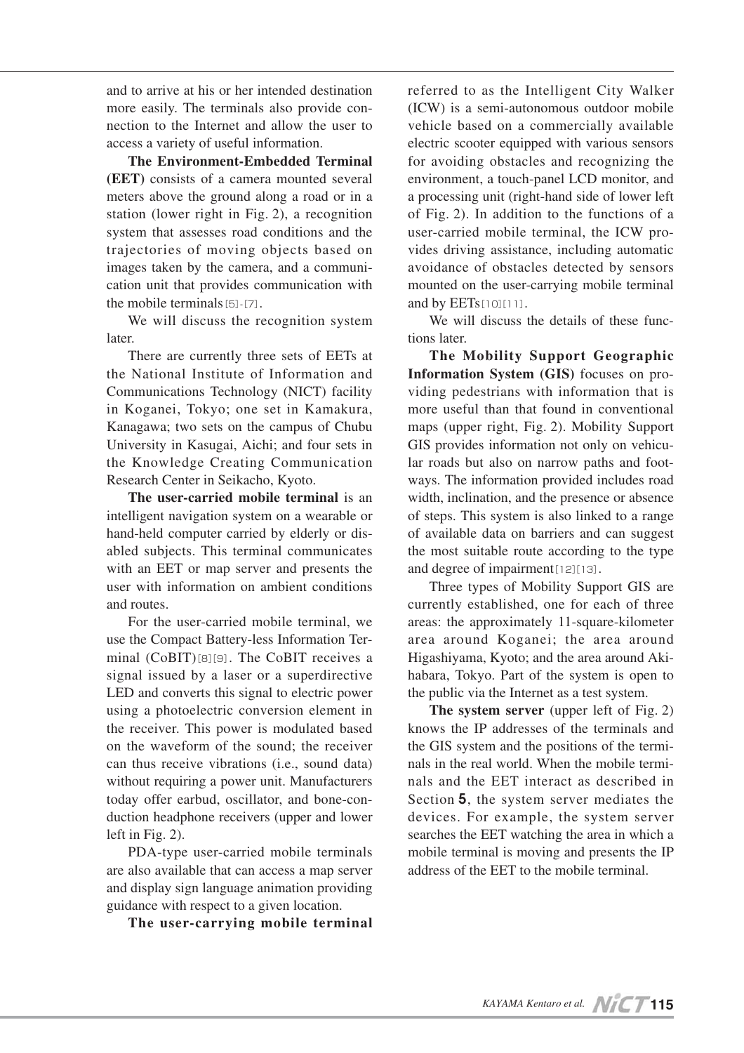and to arrive at his or her intended destination more easily. The terminals also provide connection to the Internet and allow the user to access a variety of useful information.

**The Environment-Embedded Terminal (EET)** consists of a camera mounted several meters above the ground along a road or in a station (lower right in Fig. 2), a recognition system that assesses road conditions and the trajectories of moving objects based on images taken by the camera, and a communication unit that provides communication with the mobile terminals[5]-[7].

We will discuss the recognition system later.

There are currently three sets of EETs at the National Institute of Information and Communications Technology (NICT) facility in Koganei, Tokyo; one set in Kamakura, Kanagawa; two sets on the campus of Chubu University in Kasugai, Aichi; and four sets in the Knowledge Creating Communication Research Center in Seikacho, Kyoto.

**The user-carried mobile terminal** is an intelligent navigation system on a wearable or hand-held computer carried by elderly or disabled subjects. This terminal communicates with an EET or map server and presents the user with information on ambient conditions and routes.

For the user-carried mobile terminal, we use the Compact Battery-less Information Terminal (CoBIT)[8][9]. The CoBIT receives a signal issued by a laser or a superdirective LED and converts this signal to electric power using a photoelectric conversion element in the receiver. This power is modulated based on the waveform of the sound; the receiver can thus receive vibrations (i.e., sound data) without requiring a power unit. Manufacturers today offer earbud, oscillator, and bone-conduction headphone receivers (upper and lower left in Fig. 2).

PDA-type user-carried mobile terminals are also available that can access a map server and display sign language animation providing guidance with respect to a given location.

**The user-carrying mobile terminal** referred to as the Intelligent City Walker (ICW) is a semi-autonomous outdoor mobile vehicle based on a commercially available electric scooter equipped with various sensors for avoiding obstacles and recognizing the environment, a touch-panel LCD monitor, and a processing unit (right-hand side of lower left of Fig. 2). In addition to the functions of a user-carried mobile terminal, the ICW provides driving assistance, including automatic avoidance of obstacles detected by sensors mounted on the user-carrying mobile terminal and by EETs[10][11].

We will discuss the details of these functions later.

**The Mobility Support Geographic Information System (GIS)** focuses on providing pedestrians with information that is more useful than that found in conventional maps (upper right, Fig. 2). Mobility Support GIS provides information not only on vehicular roads but also on narrow paths and footways. The information provided includes road width, inclination, and the presence or absence of steps. This system is also linked to a range of available data on barriers and can suggest the most suitable route according to the type and degree of impairment[12][13].

Three types of Mobility Support GIS are currently established, one for each of three areas: the approximately 11-square-kilometer area around Koganei; the area around Higashiyama, Kyoto; and the area around Akihabara, Tokyo. Part of the system is open to the public via the Internet as a test system.

**The system server** (upper left of Fig. 2) knows the IP addresses of the terminals and the GIS system and the positions of the terminals in the real world. When the mobile terminals and the EET interact as described in Section **5**, the system server mediates the devices. For example, the system server searches the EET watching the area in which a mobile terminal is moving and presents the IP address of the EET to the mobile terminal.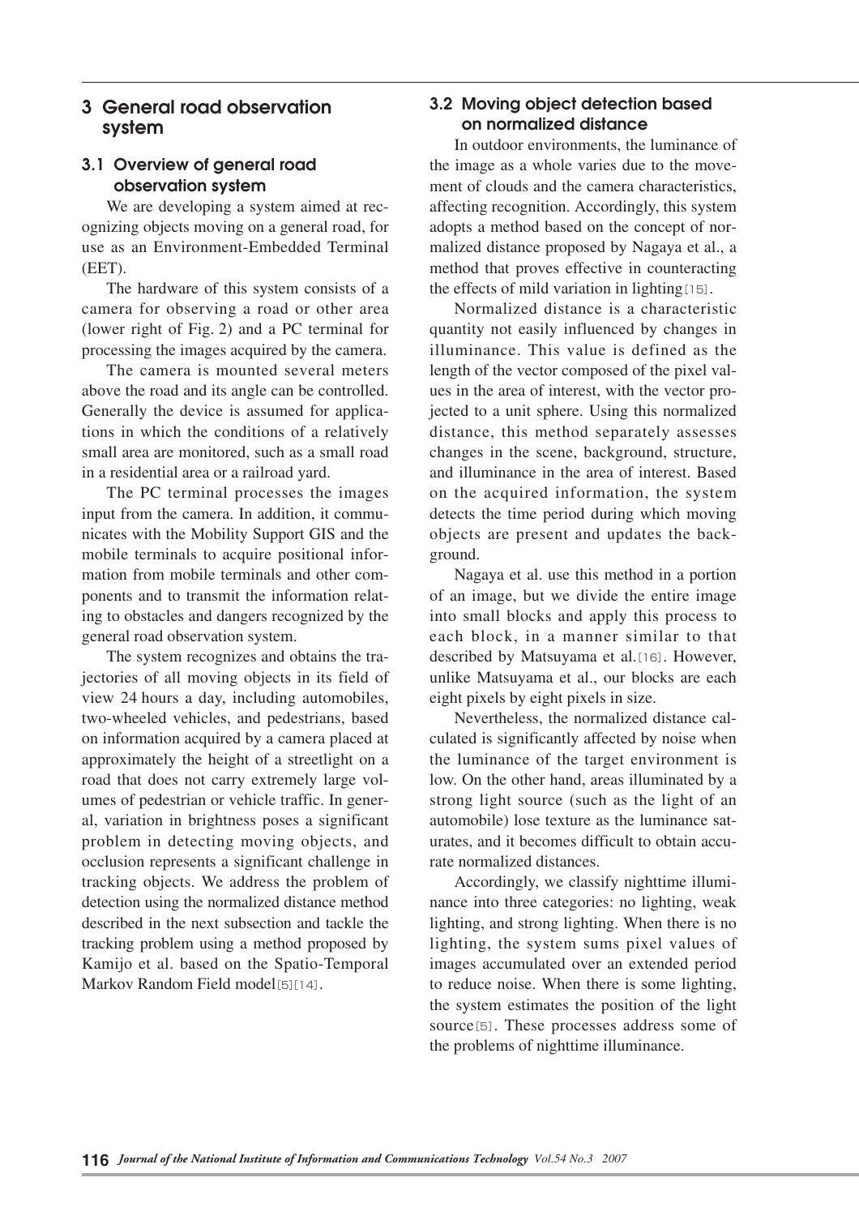## 3 General road observation system

### 3.1 Overview of general road observation system

We are developing a system aimed at recognizing objects moving on a general road, for use as an Environment-Embedded Terminal (EET).

The hardware of this system consists of a camera for observing a road or other area (lower right of Fig. 2) and a PC terminal for processing the images acquired by the camera.

The camera is mounted several meters above the road and its angle can be controlled. Generally the device is assumed for applications in which the conditions of a relatively small area are monitored, such as a small road in a residential area or a railroad yard.

The PC terminal processes the images input from the camera. In addition, it communicates with the Mobility Support GIS and the mobile terminals to acquire positional information from mobile terminals and other components and to transmit the information relating to obstacles and dangers recognized by the general road observation system.

The system recognizes and obtains the trajectories of all moving objects in its field of view 24 hours a day, including automobiles, two-wheeled vehicles, and pedestrians, based on information acquired by a camera placed at approximately the height of a streetlight on a road that does not carry extremely large volumes of pedestrian or vehicle traffic. In general, variation in brightness poses a significant problem in detecting moving objects, and occlusion represents a significant challenge in tracking objects. We address the problem of detection using the normalized distance method described in the next subsection and tackle the tracking problem using a method proposed by Kamijo et al. based on the Spatio-Temporal Markov Random Field model[5][14].

### 3.2 Moving object detection based on normalized distance

In outdoor environments, the luminance of the image as a whole varies due to the movement of clouds and the camera characteristics, affecting recognition. Accordingly, this system adopts a method based on the concept of normalized distance proposed by Nagaya et al., a method that proves effective in counteracting the effects of mild variation in lighting[15].

Normalized distance is a characteristic quantity not easily influenced by changes in illuminance. This value is defined as the length of the vector composed of the pixel values in the area of interest, with the vector projected to a unit sphere. Using this normalized distance, this method separately assesses changes in the scene, background, structure, and illuminance in the area of interest. Based on the acquired information, the system detects the time period during which moving objects are present and updates the background.

Nagaya et al. use this method in a portion of an image, but we divide the entire image into small blocks and apply this process to each block, in a manner similar to that described by Matsuyama et al.[16]. However, unlike Matsuyama et al., our blocks are each eight pixels by eight pixels in size.

Nevertheless, the normalized distance calculated is significantly affected by noise when the luminance of the target environment is low. On the other hand, areas illuminated by a strong light source (such as the light of an automobile) lose texture as the luminance saturates, and it becomes difficult to obtain accurate normalized distances.

Accordingly, we classify nighttime illuminance into three categories: no lighting, weak lighting, and strong lighting. When there is no lighting, the system sums pixel values of images accumulated over an extended period to reduce noise. When there is some lighting, the system estimates the position of the light source[5]. These processes address some of the problems of nighttime illuminance.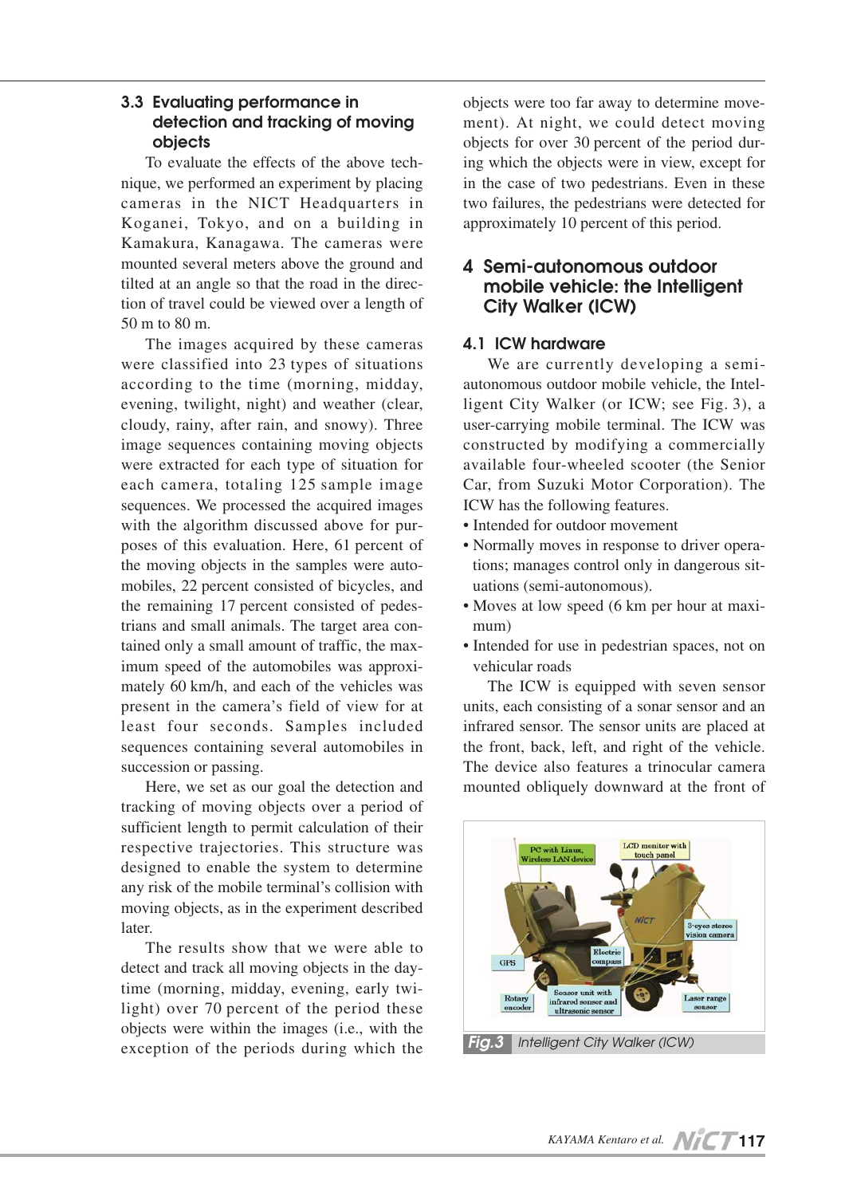### 3.3 Evaluating performance in detection and tracking of moving objects

To evaluate the effects of the above technique, we performed an experiment by placing cameras in the NICT Headquarters in Koganei, Tokyo, and on a building in Kamakura, Kanagawa. The cameras were mounted several meters above the ground and tilted at an angle so that the road in the direction of travel could be viewed over a length of 50 m to 80 m.

The images acquired by these cameras were classified into 23 types of situations according to the time (morning, midday, evening, twilight, night) and weather (clear, cloudy, rainy, after rain, and snowy). Three image sequences containing moving objects were extracted for each type of situation for each camera, totaling 125 sample image sequences. We processed the acquired images with the algorithm discussed above for purposes of this evaluation. Here, 61 percent of the moving objects in the samples were automobiles, 22 percent consisted of bicycles, and the remaining 17 percent consisted of pedestrians and small animals. The target area contained only a small amount of traffic, the maximum speed of the automobiles was approximately 60 km/h, and each of the vehicles was present in the camera's field of view for at least four seconds. Samples included sequences containing several automobiles in succession or passing.

Here, we set as our goal the detection and tracking of moving objects over a period of sufficient length to permit calculation of their respective trajectories. This structure was designed to enable the system to determine any risk of the mobile terminal's collision with moving objects, as in the experiment described later.

The results show that we were able to detect and track all moving objects in the daytime (morning, midday, evening, early twilight) over 70 percent of the period these objects were within the images (i.e., with the exception of the periods during which the objects were too far away to determine movement). At night, we could detect moving objects for over 30 percent of the period during which the objects were in view, except for in the case of two pedestrians. Even in these two failures, the pedestrians were detected for approximately 10 percent of this period.

## 4 Semi-autonomous outdoor mobile vehicle: the Intelligent City Walker (ICW)

### 4.1 ICW hardware

We are currently developing a semi-autonomous outdoor mobile vehicle, the Intelligent City Walker (or ICW; see Fig. 3), a user-carrying mobile terminal. The ICW was constructed by modifying a commercially available four-wheeled scooter (the Senior Car, from Suzuki Motor Corporation). The ICW has the following features.

- Intended for outdoor movement
- Normally moves in response to driver operations; manages control only in dangerous situations (semi-autonomous).
- Moves at low speed (6 km per hour at maximum)
- Intended for use in pedestrian spaces, not on vehicular roads

The ICW is equipped with seven sensor units, each consisting of a sonar sensor and an infrared sensor. The sensor units are placed at the front, back, left, and right of the vehicle. The device also features a trinocular camera mounted obliquely downward at the front of

Fig.3 Intelligent City Walker (ICW)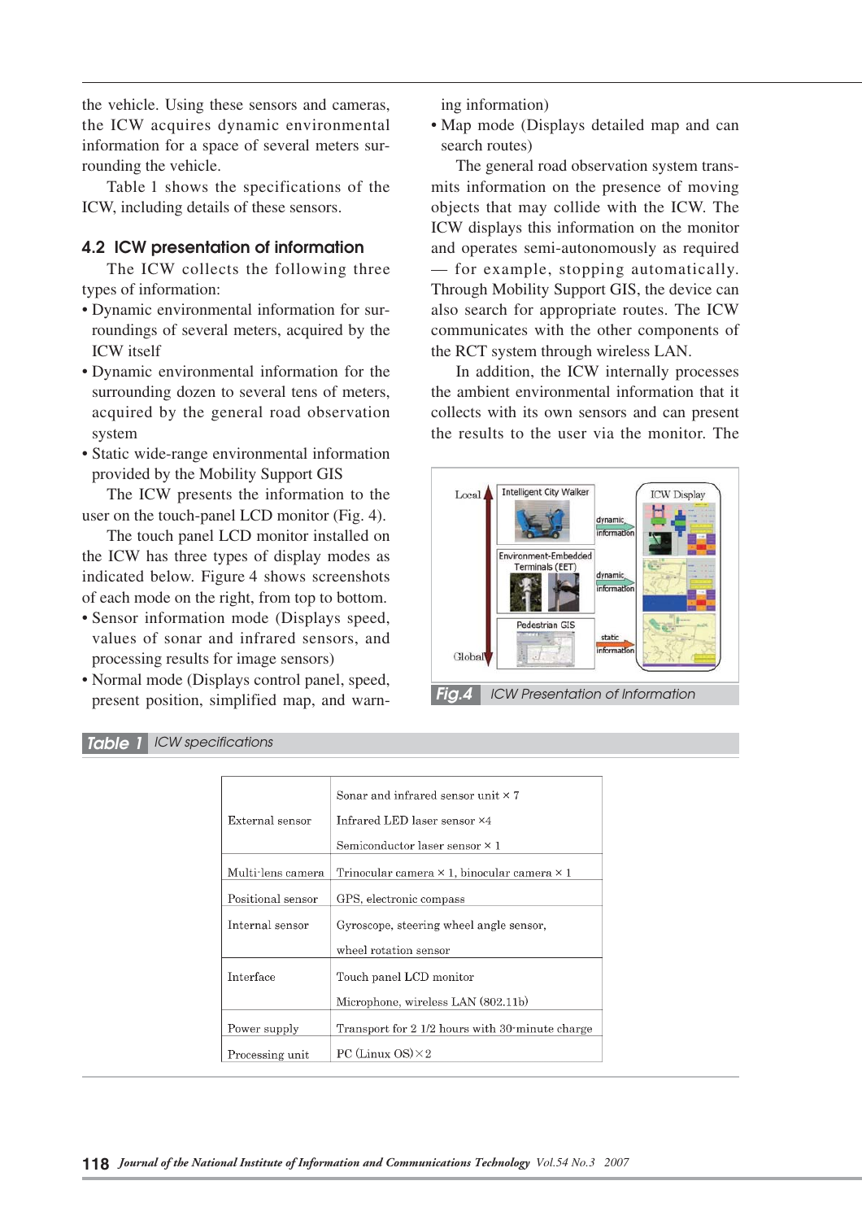the vehicle. Using these sensors and cameras, the ICW acquires dynamic environmental information for a space of several meters surrounding the vehicle.

Table 1 shows the specifications of the ICW, including details of these sensors.

## 4.2 ICW presentation of information

The ICW collects the following three types of information:

- Dynamic environmental information for surroundings of several meters, acquired by the ICW itself
- Dynamic environmental information for the surrounding dozen to several tens of meters, acquired by the general road observation system
- Static wide-range environmental information provided by the Mobility Support GIS

The ICW presents the information to the user on the touch-panel LCD monitor (Fig. 4).

The touch panel LCD monitor installed on the ICW has three types of display modes as indicated below. Figure 4 shows screenshots of each mode on the right, from top to bottom.

- Sensor information mode (Displays speed, values of sonar and infrared sensors, and processing results for image sensors)
- Normal mode (Displays control panel, speed, present position, simplified map, and warning information)
- Map mode (Displays detailed map and can search routes)

The general road observation system transmits information on the presence of moving objects that may collide with the ICW. The ICW displays this information on the monitor and operates semi-autonomously as required — for example, stopping automatically. Through Mobility Support GIS, the device can also search for appropriate routes. The ICW communicates with the other components of the RCT system through wireless LAN.

In addition, the ICW internally processes the ambient environmental information that it collects with its own sensors and can present the results to the user via the monitor. The

**Fig.4** ICW Presentation of Information

**Table 1** ICW specifications

| | |
|---|---|
| External sensor | Sonar and infrared sensor unit × 7<br>Infrared LED laser sensor ×4<br>Semiconductor laser sensor × 1 |
| Multi-lens camera | Trinocular camera × 1, binocular camera × 1 |
| Positional sensor | GPS, electronic compass |
| Internal sensor | Gyroscope, steering wheel angle sensor,<br>wheel rotation sensor |
| Interface | Touch panel LCD monitor<br>Microphone, wireless LAN (802.11b) |
| Power supply | Transport for 2 1/2 hours with 30-minute charge |
| Processing unit | PC (Linux OS) × 2 |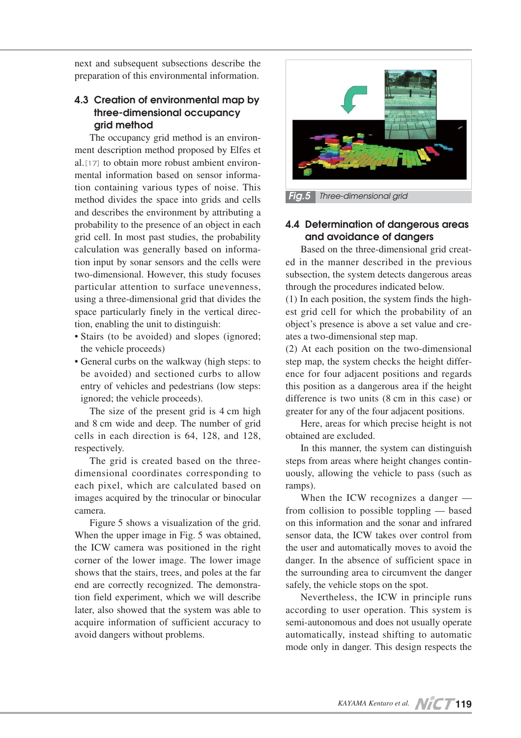next and subsequent subsections describe the preparation of this environmental information.

### 4.3 Creation of environmental map by three-dimensional occupancy grid method

The occupancy grid method is an environment description method proposed by Elfes et al.[17] to obtain more robust ambient environmental information based on sensor information containing various types of noise. This method divides the space into grids and cells and describes the environment by attributing a probability to the presence of an object in each grid cell. In most past studies, the probability calculation was generally based on information input by sonar sensors and the cells were two-dimensional. However, this study focuses particular attention to surface unevenness, using a three-dimensional grid that divides the space particularly finely in the vertical direction, enabling the unit to distinguish:

- Stairs (to be avoided) and slopes (ignored; the vehicle proceeds)
- General curbs on the walkway (high steps: to be avoided) and sectioned curbs to allow entry of vehicles and pedestrians (low steps: ignored; the vehicle proceeds).

The size of the present grid is 4 cm high and 8 cm wide and deep. The number of grid cells in each direction is 64, 128, and 128, respectively.

The grid is created based on the three-dimensional coordinates corresponding to each pixel, which are calculated based on images acquired by the trinocular or binocular camera.

Figure 5 shows a visualization of the grid. When the upper image in Fig. 5 was obtained, the ICW camera was positioned in the right corner of the lower image. The lower image shows that the stairs, trees, and poles at the far end are correctly recognized. The demonstration field experiment, which we will describe later, also showed that the system was able to acquire information of sufficient accuracy to avoid dangers without problems.

**Fig.5** Three-dimensional grid

### 4.4 Determination of dangerous areas and avoidance of dangers

Based on the three-dimensional grid created in the manner described in the previous subsection, the system detects dangerous areas through the procedures indicated below.

(1) In each position, the system finds the highest grid cell for which the probability of an object's presence is above a set value and creates a two-dimensional step map.

(2) At each position on the two-dimensional step map, the system checks the height difference for four adjacent positions and regards this position as a dangerous area if the height difference is two units (8 cm in this case) or greater for any of the four adjacent positions.

Here, areas for which precise height is not obtained are excluded.

In this manner, the system can distinguish steps from areas where height changes continuously, allowing the vehicle to pass (such as ramps).

When the ICW recognizes a danger — from collision to possible toppling — based on this information and the sonar and infrared sensor data, the ICW takes over control from the user and automatically moves to avoid the danger. In the absence of sufficient space in the surrounding area to circumvent the danger safely, the vehicle stops on the spot.

Nevertheless, the ICW in principle runs according to user operation. This system is semi-autonomous and does not usually operate automatically, instead shifting to automatic mode only in danger. This design respects the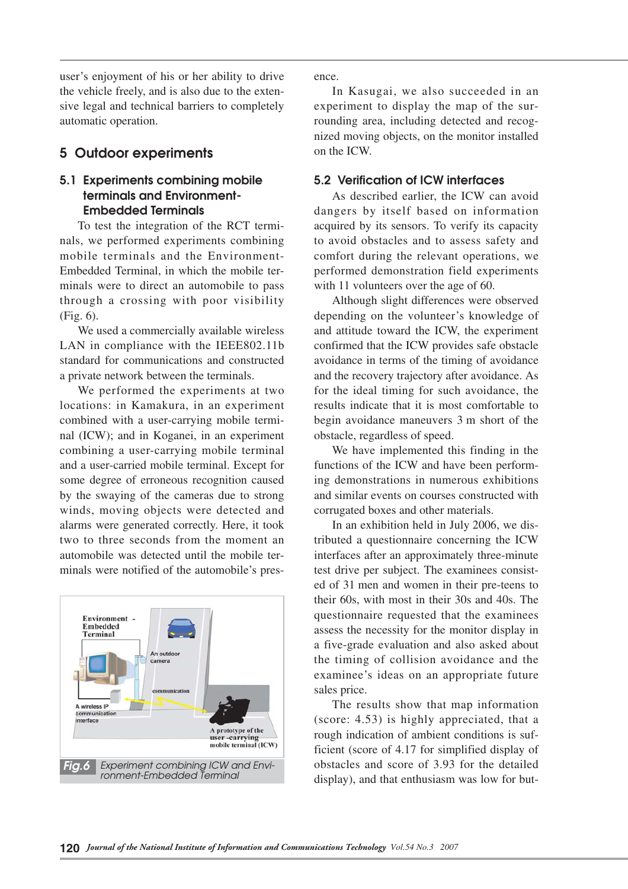user's enjoyment of his or her ability to drive the vehicle freely, and is also due to the extensive legal and technical barriers to completely automatic operation.

## 5 Outdoor experiments

### 5.1 Experiments combining mobile terminals and Environment-Embedded Terminals

To test the integration of the RCT terminals, we performed experiments combining mobile terminals and the Environment-Embedded Terminal, in which the mobile terminals were to direct an automobile to pass through a crossing with poor visibility (Fig. 6).

We used a commercially available wireless LAN in compliance with the IEEE802.11b standard for communications and constructed a private network between the terminals.

We performed the experiments at two locations: in Kamakura, in an experiment combined with a user-carrying mobile terminal (ICW); and in Koganei, in an experiment combining a user-carrying mobile terminal and a user-carried mobile terminal. Except for some degree of erroneous recognition caused by the swaying of the cameras due to strong winds, moving objects were detected and alarms were generated correctly. Here, it took two to three seconds from the moment an automobile was detected until the mobile terminals were notified of the automobile's presence.

**Fig.6** Experiment combining ICW and Environment-Embedded Terminal

In Kasugai, we also succeeded in an experiment to display the map of the surrounding area, including detected and recognized moving objects, on the monitor installed on the ICW.

### 5.2 Verification of ICW interfaces

As described earlier, the ICW can avoid dangers by itself based on information acquired by its sensors. To verify its capacity to avoid obstacles and to assess safety and comfort during the relevant operations, we performed demonstration field experiments with 11 volunteers over the age of 60.

Although slight differences were observed depending on the volunteer's knowledge of and attitude toward the ICW, the experiment confirmed that the ICW provides safe obstacle avoidance in terms of the timing of avoidance and the recovery trajectory after avoidance. As for the ideal timing for such avoidance, the results indicate that it is most comfortable to begin avoidance maneuvers 3 m short of the obstacle, regardless of speed.

We have implemented this finding in the functions of the ICW and have been performing demonstrations in numerous exhibitions and similar events on courses constructed with corrugated boxes and other materials.

In an exhibition held in July 2006, we distributed a questionnaire concerning the ICW interfaces after an approximately three-minute test drive per subject. The examinees consisted of 31 men and women in their pre-teens to their 60s, with most in their 30s and 40s. The questionnaire requested that the examinees assess the necessity for the monitor display in a five-grade evaluation and also asked about the timing of collision avoidance and the examinee's ideas on an appropriate future sales price.

The results show that map information (score: 4.53) is highly appreciated, that a rough indication of ambient conditions is sufficient (score of 4.17 for simplified display of obstacles and score of 3.93 for the detailed display), and that enthusiasm was low for but-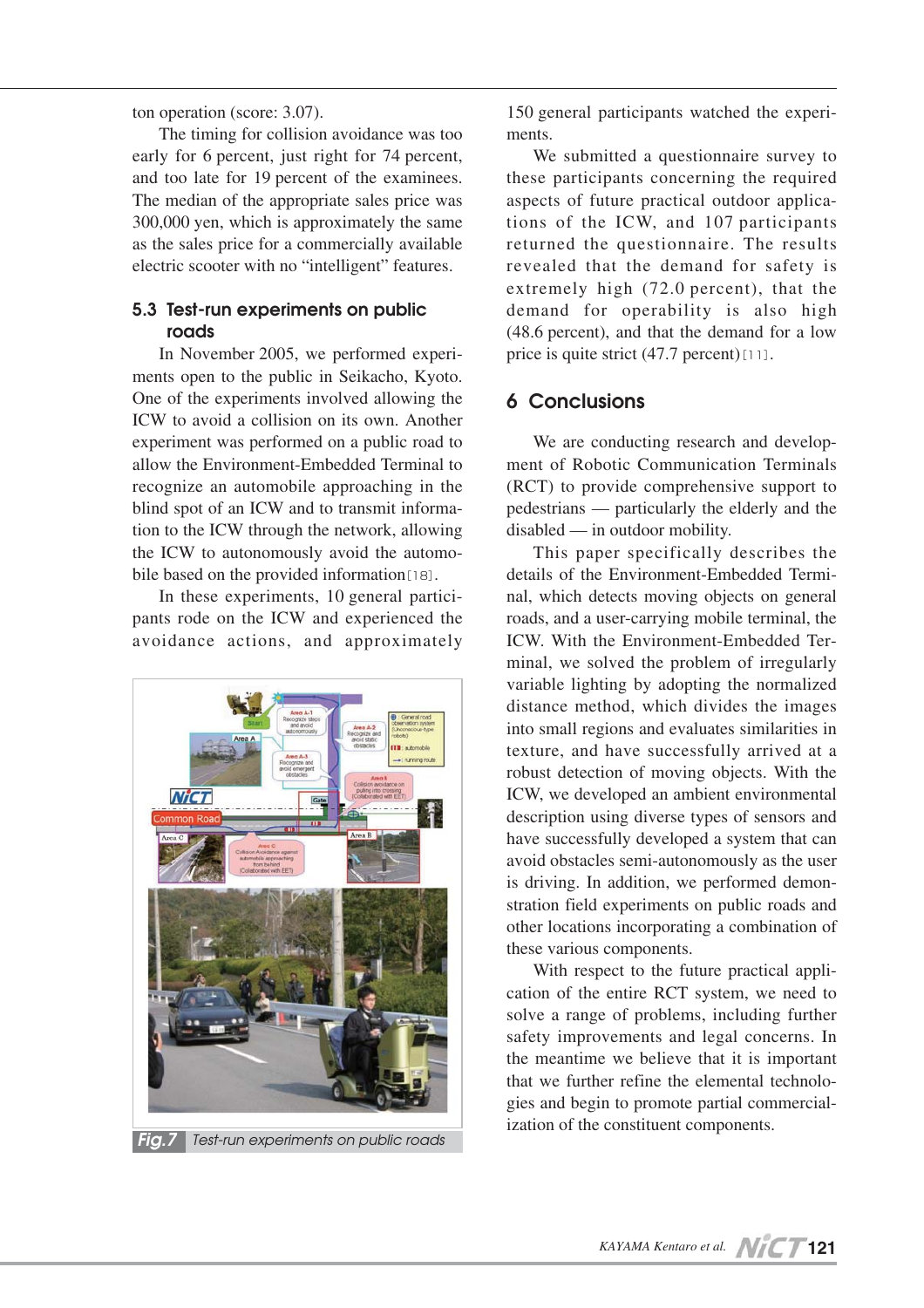ton operation (score: 3.07).

The timing for collision avoidance was too early for 6 percent, just right for 74 percent, and too late for 19 percent of the examinees. The median of the appropriate sales price was 300,000 yen, which is approximately the same as the sales price for a commercially available electric scooter with no "intelligent" features.

### 5.3 Test-run experiments on public roads

In November 2005, we performed experiments open to the public in Seikacho, Kyoto. One of the experiments involved allowing the ICW to avoid a collision on its own. Another experiment was performed on a public road to allow the Environment-Embedded Terminal to recognize an automobile approaching in the blind spot of an ICW and to transmit information to the ICW through the network, allowing the ICW to autonomously avoid the automobile based on the provided information[18].

In these experiments, 10 general participants rode on the ICW and experienced the avoidance actions, and approximately 150 general participants watched the experiments.

Fig.7 Test-run experiments on public roads

We submitted a questionnaire survey to these participants concerning the required aspects of future practical applications of the ICW, and 107 participants returned the questionnaire. The results revealed that the demand for safety is extremely high (72.0 percent), that the demand for operability is also high (48.6 percent), and that the demand for a low price is quite strict (47.7 percent)[11].

## 6 Conclusions

We are conducting research and development of Robotic Communication Terminals (RCT) to provide comprehensive support to pedestrians — particularly the elderly and the disabled — in outdoor mobility.

This paper specifically describes the details of the Environment-Embedded Terminal, which detects moving objects on general roads, and a user-carrying mobile terminal, the ICW. With the Environment-Embedded Terminal, we solved the problem of irregularly variable lighting by adopting the normalized distance method, which divides the images into small regions and evaluates similarities in texture, and have successfully arrived at a robust detection of moving objects. With the ICW, we developed an ambient environmental description using diverse types of sensors and have successfully developed a system that can avoid obstacles semi-autonomously as the user is driving. In addition, we performed demonstration field experiments on public roads and other locations incorporating a combination of these various components.

With respect to the future practical application of the entire RCT system, we need to solve a range of problems, including further safety improvements and legal concerns. In the meantime we believe that it is important that we further refine the elemental technologies and begin to promote partial commercialization of the constituent components.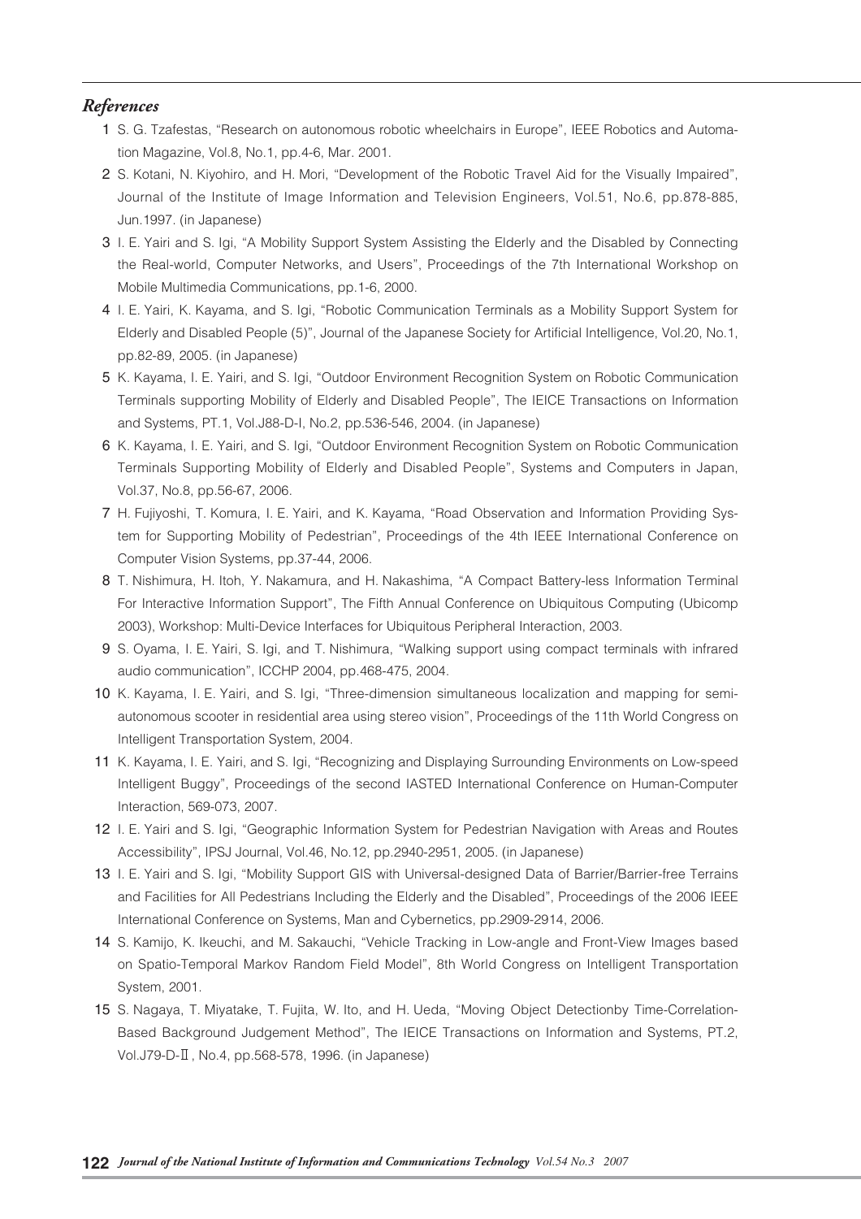## *References*

1 S. G. Tzafestas, "Research on autonomous robotic wheelchairs in Europe", IEEE Robotics and Automation Magazine, Vol.8, No.1, pp.4-6, Mar. 2001.

2 S. Kotani, N. Kiyohiro, and H. Mori, "Development of the Robotic Travel Aid for the Visually Impaired", Journal of the Institute of Image Information and Television Engineers, Vol.51, No.6, pp.878-885, Jun.1997. (in Japanese)

3 I. E. Yairi and S. Igi, "A Mobility Support System Assisting the Elderly and the Disabled by Connecting the Real-world, Computer Networks, and Users", Proceedings of the 7th International Workshop on Mobile Multimedia Communications, pp.1-6, 2000.

4 I. E. Yairi, K. Kayama, and S. Igi, "Robotic Communication Terminals as a Mobility Support System for Elderly and Disabled People (5)", Journal of the Japanese Society for Artificial Intelligence, Vol.20, No.1, pp.82-89, 2005. (in Japanese)

5 K. Kayama, I. E. Yairi, and S. Igi, "Outdoor Environment Recognition System on Robotic Communication Terminals supporting Mobility of Elderly and Disabled People", The IEICE Transactions on Information and Systems, PT.1, Vol.J88-D-I, No.2, pp.536-546, 2004. (in Japanese)

6 K. Kayama, I. E. Yairi, and S. Igi, "Outdoor Environment Recognition System on Robotic Communication Terminals Supporting Mobility of Elderly and Disabled People", Systems and Computers in Japan, Vol.37, No.8, pp.56-67, 2006.

7 H. Fujiyoshi, T. Komura, I. E. Yairi, and K. Kayama, "Road Observation and Information Providing System for Supporting Mobility of Pedestrian", Proceedings of the 4th IEEE International Conference on Computer Vision Systems, pp.37-44, 2006.

8 T. Nishimura, H. Itoh, Y. Nakamura, and H. Nakashima, "A Compact Battery-less Information Terminal For Interactive Information Support", The Fifth Annual Conference on Ubiquitous Computing (Ubicomp 2003), Workshop: Multi-Device Interfaces for Ubiquitous Peripheral Interaction, 2003.

9 S. Oyama, I. E. Yairi, S. Igi, and T. Nishimura, "Walking support using compact terminals with infrared audio communication", ICCHP 2004, pp.468-475, 2004.

10 K. Kayama, I. E. Yairi, and S. Igi, "Three-dimension simultaneous localization and mapping for semi-autonomous scooter in residential area using stereo vision", Proceedings of the 11th World Congress on Intelligent Transportation System, 2004.

11 K. Kayama, I. E. Yairi, and S. Igi, "Recognizing and Displaying Surrounding Environments on Low-speed Intelligent Buggy", Proceedings of the second IASTED International Conference on Human-Computer Interaction, 569-073, 2007.

12 I. E. Yairi and S. Igi, "Geographic Information System for Pedestrian Navigation with Areas and Routes Accessibility", IPSJ Journal, Vol.46, No.12, pp.2940-2951, 2005. (in Japanese)

13 I. E. Yairi and S. Igi, "Mobility Support GIS with Universal-designed Data of Barrier/Barrier-free Terrains and Facilities for All Pedestrians Including the Elderly and the Disabled", Proceedings of the 2006 IEEE International Conference on Systems, Man and Cybernetics, pp.2909-2914, 2006.

14 S. Kamijo, K. Ikeuchi, and M. Sakauchi, "Vehicle Tracking in Low-angle and Front-View Images based on Spatio-Temporal Markov Random Field Model", 8th World Congress on Intelligent Transportation System, 2001.

15 S. Nagaya, T. Miyatake, T. Fujita, W. Ito, and H. Ueda, "Moving Object Detectionby Time-Correlation-Based Background Judgement Method", The IEICE Transactions on Information and Systems, PT.2, Vol.J79-D-Ⅱ, No.4, pp.568-578, 1996. (in Japanese)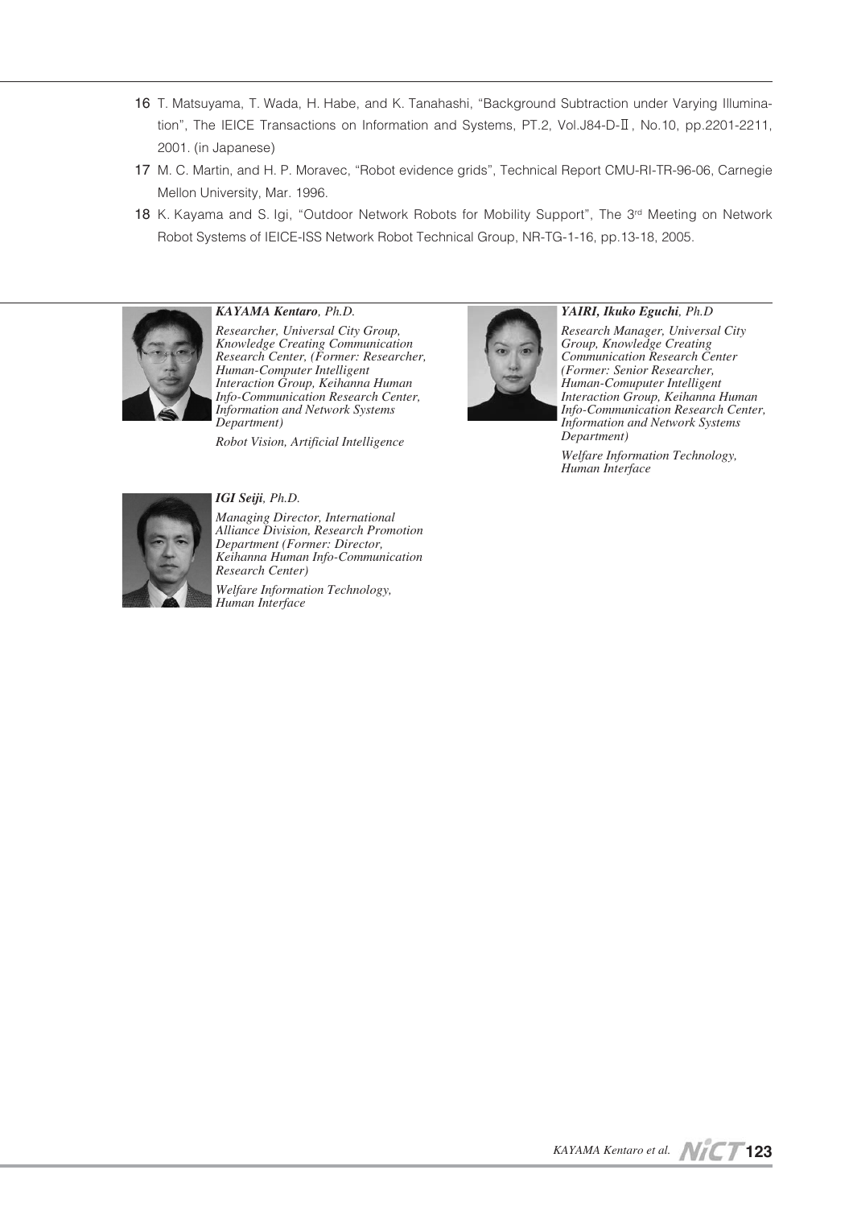16 T. Matsuyama, T. Wada, H. Habe, and K. Tanahashi, "Background Subtraction under Varying Illumination", The IEICE Transactions on Information and Systems, PT.2, Vol.J84-D-Ⅱ, No.10, pp.2201-2211, 2001. (in Japanese)

17 M. C. Martin, and H. P. Moravec, "Robot evidence grids", Technical Report CMU-RI-TR-96-06, Carnegie Mellon University, Mar. 1996.

18 K. Kayama and S. Igi, "Outdoor Network Robots for Mobility Support", The 3rd Meeting on Network Robot Systems of IEICE-ISS Network Robot Technical Group, NR-TG-1-16, pp.13-18, 2005.

***KAYAMA Kentaro**, Ph.D.*

*Researcher, Universal City Group, Knowledge Creating Communication Research Center, (Former: Researcher, Human-Computer Intelligent Interaction Group, Keihanna Human Info-Communication Research Center, Information and Network Systems Department)*

*Robot Vision, Artificial Intelligence*

***IGI Seiji**, Ph.D.*

*Managing Director, International Alliance Division, Research Promotion Department (Former: Director, Keihanna Human Info-Communication Research Center)*

*Welfare Information Technology, Human Interface*

***YAIRI, Ikuko Eguchi**, Ph.D*

*Research Manager, Universal City Group, Knowledge Creating Communication Research Center (Former: Senior Researcher, Human-Comuputer Intelligent Interaction Group, Keihanna Human Info-Communication Research Center, Information and Network Systems Department)*

*Welfare Information Technology, Human Interface*